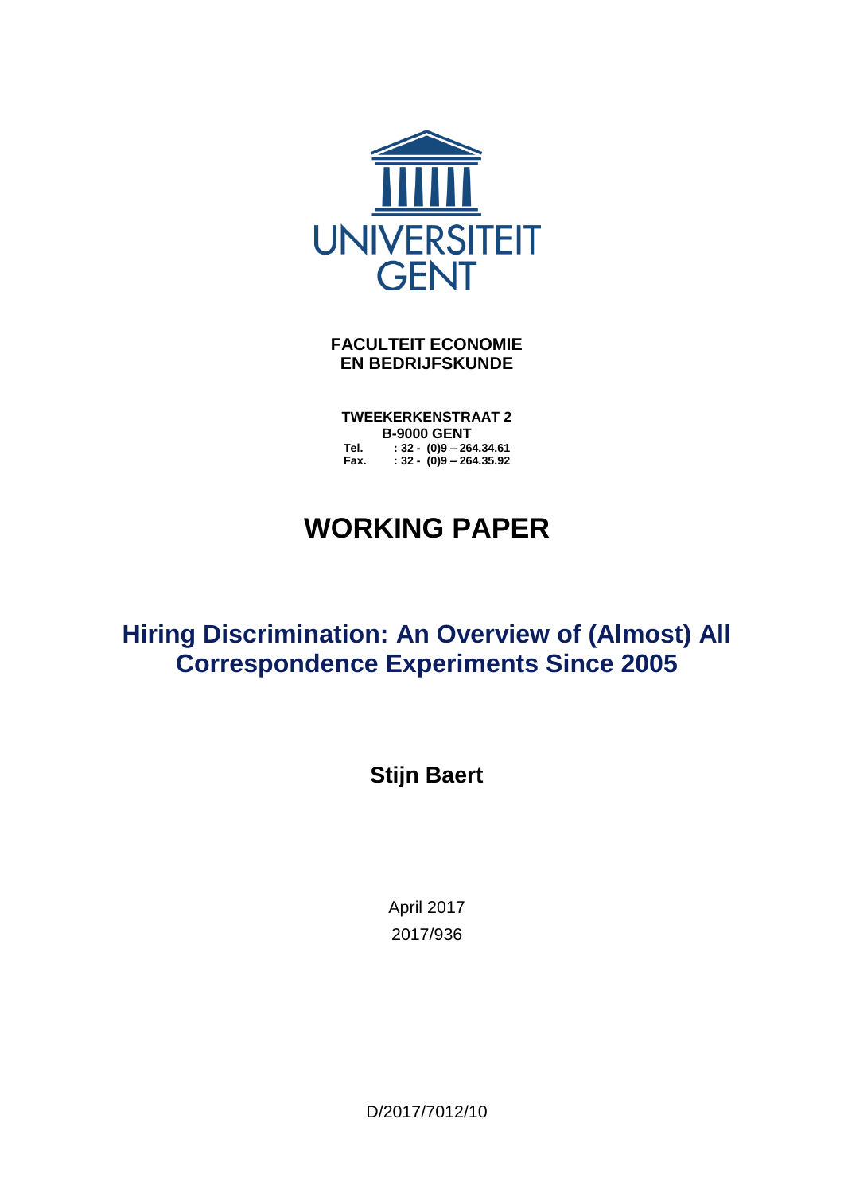UNIVERSITEIT GENT

**FACULTEIT ECONOMIE EN BEDRIJFSKUNDE**

**TWEEKERKENSTRAAT 2**
**B-9000 GENT**
**Tel. : 32 - (0)9 – 264.34.61**
**Fax. : 32 - (0)9 – 264.35.92**

# WORKING PAPER

## Hiring Discrimination: An Overview of (Almost) All Correspondence Experiments Since 2005

**Stijn Baert**

April 2017

2017/936

D/2017/7012/10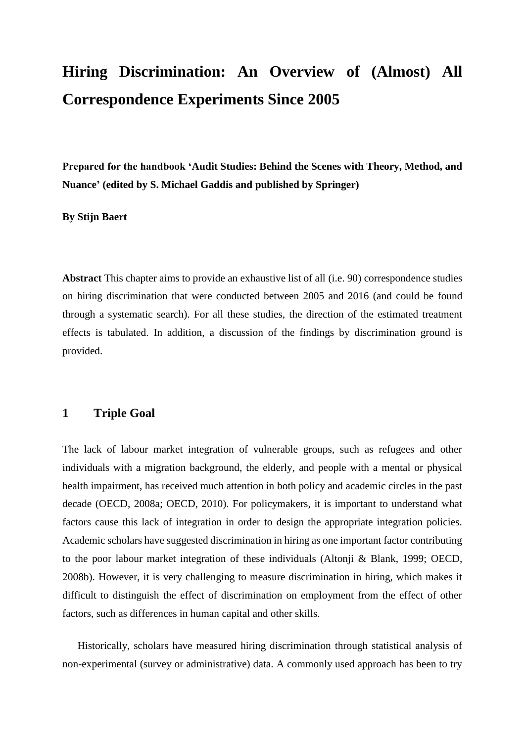# Hiring Discrimination: An Overview of (Almost) All Correspondence Experiments Since 2005

**Prepared for the handbook 'Audit Studies: Behind the Scenes with Theory, Method, and Nuance' (edited by S. Michael Gaddis and published by Springer)**

**By Stijn Baert**

**Abstract** This chapter aims to provide an exhaustive list of all (i.e. 90) correspondence studies on hiring discrimination that were conducted between 2005 and 2016 (and could be found through a systematic search). For all these studies, the direction of the estimated treatment effects is tabulated. In addition, a discussion of the findings by discrimination ground is provided.

## 1 Triple Goal

The lack of labour market integration of vulnerable groups, such as refugees and other individuals with a migration background, the elderly, and people with a mental or physical health impairment, has received much attention in both policy and academic circles in the past decade (OECD, 2008a; OECD, 2010). For policymakers, it is important to understand what factors cause this lack of integration in order to design the appropriate integration policies. Academic scholars have suggested discrimination in hiring as one important factor contributing to the poor labour market integration of these individuals (Altonji & Blank, 1999; OECD, 2008b). However, it is very challenging to measure discrimination in hiring, which makes it difficult to distinguish the effect of discrimination on employment from the effect of other factors, such as differences in human capital and other skills.

Historically, scholars have measured hiring discrimination through statistical analysis of non-experimental (survey or administrative) data. A commonly used approach has been to try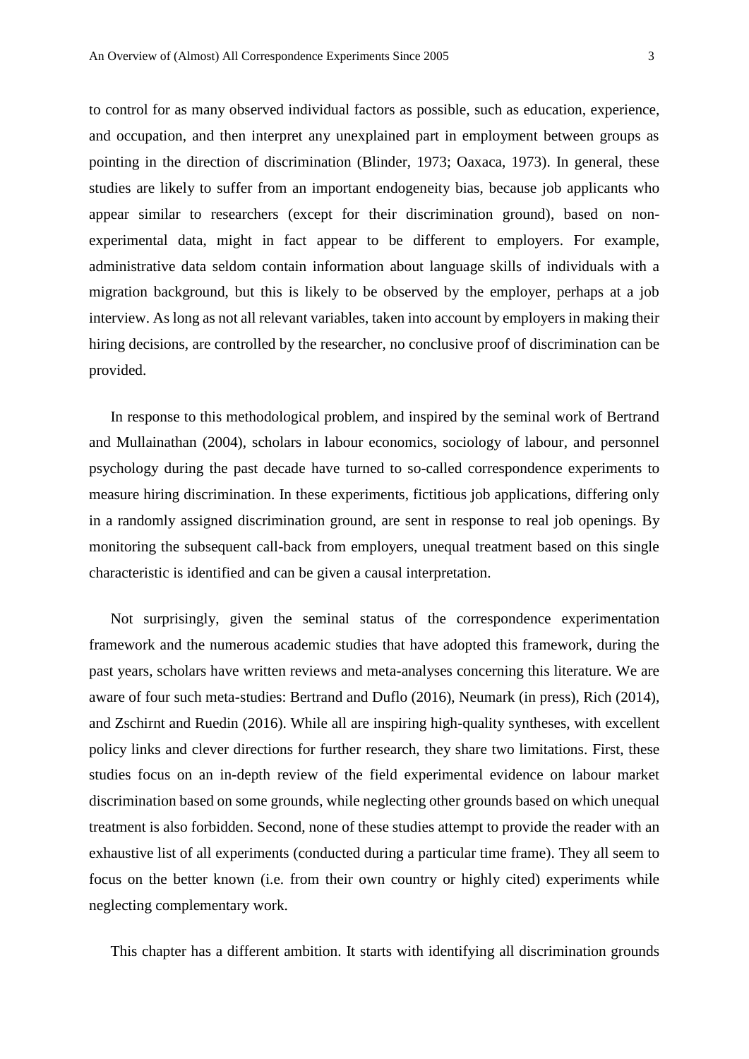to control for as many observed individual factors as possible, such as education, experience, and occupation, and then interpret any unexplained part in employment between groups as pointing in the direction of discrimination (Blinder, 1973; Oaxaca, 1973). In general, these studies are likely to suffer from an important endogeneity bias, because job applicants who appear similar to researchers (except for their discrimination ground), based on non-experimental data, might in fact appear to be different to employers. For example, administrative data seldom contain information about language skills of individuals with a migration background, but this is likely to be observed by the employer, perhaps at a job interview. As long as not all relevant variables, taken into account by employers in making their hiring decisions, are controlled by the researcher, no conclusive proof of discrimination can be provided.

In response to this methodological problem, and inspired by the seminal work of Bertrand and Mullainathan (2004), scholars in labour economics, sociology of labour, and personnel psychology during the past decade have turned to so-called correspondence experiments to measure hiring discrimination. In these experiments, fictitious job applications, differing only in a randomly assigned discrimination ground, are sent in response to real job openings. By monitoring the subsequent call-back from employers, unequal treatment based on this single characteristic is identified and can be given a causal interpretation.

Not surprisingly, given the seminal status of the correspondence experimentation framework and the numerous academic studies that have adopted this framework, during the past years, scholars have written reviews and meta-analyses concerning this literature. We are aware of four such meta-studies: Bertrand and Duflo (2016), Neumark (in press), Rich (2014), and Zschirnt and Ruedin (2016). While all are inspiring high-quality syntheses, with excellent policy links and clever directions for further research, they share two limitations. First, these studies focus on an in-depth review of the field experimental evidence on labour market discrimination based on some grounds, while neglecting other grounds based on which unequal treatment is also forbidden. Second, none of these studies attempt to provide the reader with an exhaustive list of all experiments (conducted during a particular time frame). They all seem to focus on the better known (i.e. from their own country or highly cited) experiments while neglecting complementary work.

This chapter has a different ambition. It starts with identifying all discrimination grounds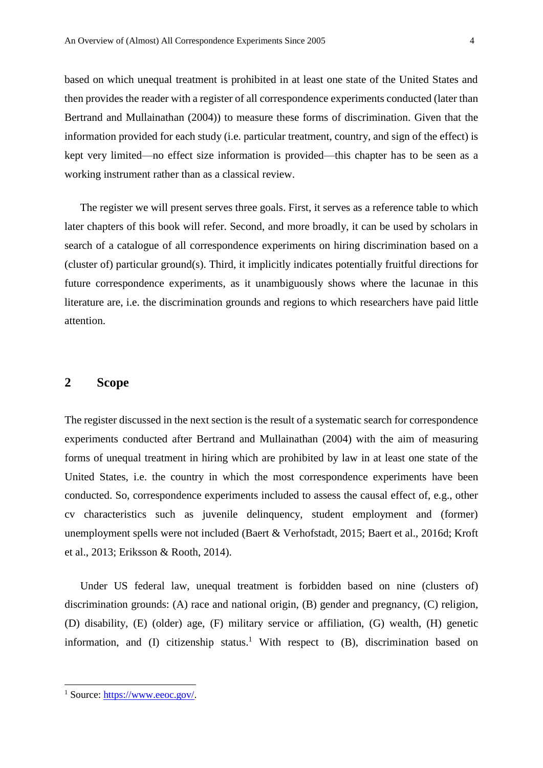based on which unequal treatment is prohibited in at least one state of the United States and then provides the reader with a register of all correspondence experiments conducted (later than Bertrand and Mullainathan (2004)) to measure these forms of discrimination. Given that the information provided for each study (i.e. particular treatment, country, and sign of the effect) is kept very limited—no effect size information is provided—this chapter has to be seen as a working instrument rather than as a classical review.

The register we will present serves three goals. First, it serves as a reference table to which later chapters of this book will refer. Second, and more broadly, it can be used by scholars in search of a catalogue of all correspondence experiments on hiring discrimination based on a (cluster of) particular ground(s). Third, it implicitly indicates potentially fruitful directions for future correspondence experiments, as it unambiguously shows where the lacunae in this literature are, i.e. the discrimination grounds and regions to which researchers have paid little attention.

## 2 Scope

The register discussed in the next section is the result of a systematic search for correspondence experiments conducted after Bertrand and Mullainathan (2004) with the aim of measuring forms of unequal treatment in hiring which are prohibited by law in at least one state of the United States, i.e. the country in which the most correspondence experiments have been conducted. So, correspondence experiments included to assess the causal effect of, e.g., other cv characteristics such as juvenile delinquency, student employment and (former) unemployment spells were not included (Baert & Verhofstadt, 2015; Baert et al., 2016d; Kroft et al., 2013; Eriksson & Rooth, 2014).

Under US federal law, unequal treatment is forbidden based on nine (clusters of) discrimination grounds: (A) race and national origin, (B) gender and pregnancy, (C) religion, (D) disability, (E) (older) age, (F) military service or affiliation, (G) wealth, (H) genetic information, and (I) citizenship status.[1] With respect to (B), discrimination based on

[1] Source: https://www.eeoc.gov/.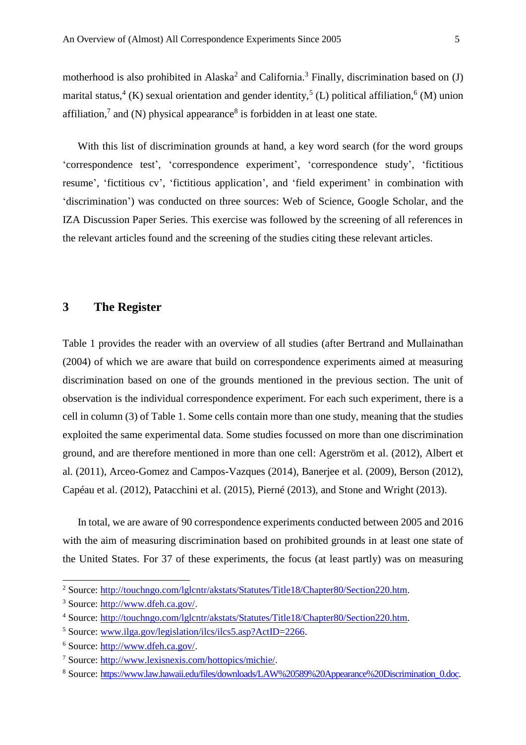motherhood is also prohibited in Alaska[2] and California.[3] Finally, discrimination based on (J) marital status,[4] (K) sexual orientation and gender identity,[5] (L) political affiliation,[6] (M) union affiliation,[7] and (N) physical appearance[8] is forbidden in at least one state.

With this list of discrimination grounds at hand, a key word search (for the word groups 'correspondence test', 'correspondence experiment', 'correspondence study', 'fictitious resume', 'fictitious cv', 'fictitious application', and 'field experiment' in combination with 'discrimination') was conducted on three sources: Web of Science, Google Scholar, and the IZA Discussion Paper Series. This exercise was followed by the screening of all references in the relevant articles found and the screening of the studies citing these relevant articles.

## 3 The Register

Table 1 provides the reader with an overview of all studies (after Bertrand and Mullainathan (2004) of which we are aware that build on correspondence experiments aimed at measuring discrimination based on one of the grounds mentioned in the previous section. The unit of observation is the individual correspondence experiment. For each such experiment, there is a cell in column (3) of Table 1. Some cells contain more than one study, meaning that the studies exploited the same experimental data. Some studies focussed on more than one discrimination ground, and are therefore mentioned in more than one cell: Agerström et al. (2012), Albert et al. (2011), Arceo-Gomez and Campos-Vazques (2014), Banerjee et al. (2009), Berson (2012), Capéau et al. (2012), Patacchini et al. (2015), Pierné (2013), and Stone and Wright (2013).

In total, we are aware of 90 correspondence experiments conducted between 2005 and 2016 with the aim of measuring discrimination based on prohibited grounds in at least one state of the United States. For 37 of these experiments, the focus (at least partly) was on measuring

[2] Source: http://touchngo.com/lglcntr/akstats/Statutes/Title18/Chapter80/Section220.htm.

[3] Source: http://www.dfeh.ca.gov/.

[4] Source: http://touchngo.com/lglcntr/akstats/Statutes/Title18/Chapter80/Section220.htm.

[5] Source: www.ilga.gov/legislation/ilcs/ilcs5.asp?ActID=2266.

[6] Source: http://www.dfeh.ca.gov/.

[7] Source: http://www.lexisnexis.com/hottopics/michie/.

[8] Source: https://www.law.hawaii.edu/files/downloads/LAW%20589%20Appearance%20Discrimination_0.doc.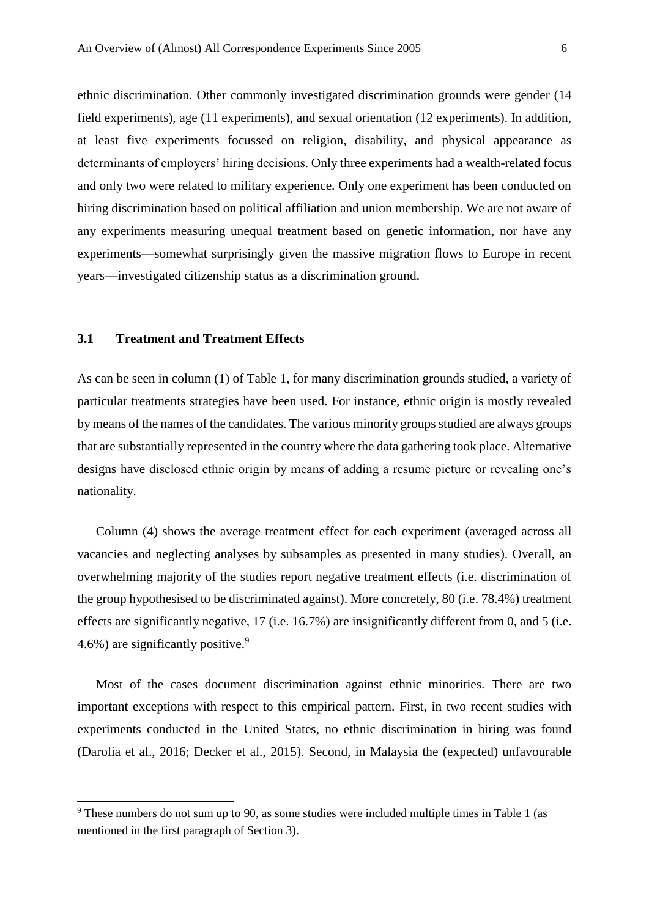ethnic discrimination. Other commonly investigated discrimination grounds were gender (14 field experiments), age (11 experiments), and sexual orientation (12 experiments). In addition, at least five experiments focussed on religion, disability, and physical appearance as determinants of employers' hiring decisions. Only three experiments had a wealth-related focus and only two were related to military experience. Only one experiment has been conducted on hiring discrimination based on political affiliation and union membership. We are not aware of any experiments measuring unequal treatment based on genetic information, nor have any experiments—somewhat surprisingly given the massive migration flows to Europe in recent years—investigated citizenship status as a discrimination ground.

### 3.1 Treatment and Treatment Effects

As can be seen in column (1) of Table 1, for many discrimination grounds studied, a variety of particular treatments strategies have been used. For instance, ethnic origin is mostly revealed by means of the names of the candidates. The various minority groups studied are always groups that are substantially represented in the country where the data gathering took place. Alternative designs have disclosed ethnic origin by means of adding a resume picture or revealing one's nationality.

Column (4) shows the average treatment effect for each experiment (averaged across all vacancies and neglecting analyses by subsamples as presented in many studies). Overall, an overwhelming majority of the studies report negative treatment effects (i.e. discrimination of the group hypothesised to be discriminated against). More concretely, 80 (i.e. 78.4%) treatment effects are significantly negative, 17 (i.e. 16.7%) are insignificantly different from 0, and 5 (i.e. 4.6%) are significantly positive.[9]

Most of the cases document discrimination against ethnic minorities. There are two important exceptions with respect to this empirical pattern. First, in two recent studies with experiments conducted in the United States, no ethnic discrimination in hiring was found (Darolia et al., 2016; Decker et al., 2015). Second, in Malaysia the (expected) unfavourable

[9] These numbers do not sum up to 90, as some studies were included multiple times in Table 1 (as mentioned in the first paragraph of Section 3).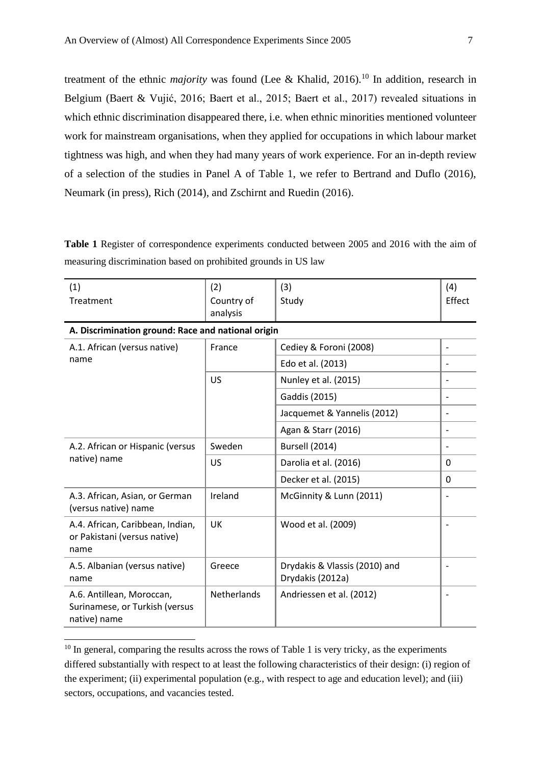treatment of the ethnic *majority* was found (Lee & Khalid, 2016).[10] In addition, research in Belgium (Baert & Vujić, 2016; Baert et al., 2015; Baert et al., 2017) revealed situations in which ethnic discrimination disappeared there, i.e. when ethnic minorities mentioned volunteer work for mainstream organisations, when they applied for occupations in which labour market tightness was high, and when they had many years of work experience. For an in-depth review of a selection of the studies in Panel A of Table 1, we refer to Bertrand and Duflo (2016), Neumark (in press), Rich (2014), and Zschirnt and Ruedin (2016).

**Table 1** Register of correspondence experiments conducted between 2005 and 2016 with the aim of measuring discrimination based on prohibited grounds in US law

| (1) Treatment | (2) Country of analysis | (3) Study | (4) Effect |
|---|---|---|---|
| **A. Discrimination ground: Race and national origin** | | | |
| A.1. African (versus native) name | France | Cediey & Foroni (2008) | - |
| | | Edo et al. (2013) | - |
| | US | Nunley et al. (2015) | - |
| | | Gaddis (2015) | - |
| | | Jacquemet & Yannelis (2012) | - |
| | | Agan & Starr (2016) | - |
| A.2. African or Hispanic (versus native) name | Sweden | Bursell (2014) | - |
| | US | Darolia et al. (2016) | 0 |
| | | Decker et al. (2015) | 0 |
| A.3. African, Asian, or German (versus native) name | Ireland | McGinnity & Lunn (2011) | - |
| A.4. African, Caribbean, Indian, or Pakistani (versus native) name | UK | Wood et al. (2009) | - |
| A.5. Albanian (versus native) name | Greece | Drydakis & Vlassis (2010) and Drydakis (2012a) | - |
| A.6. Antillean, Moroccan, Surinamese, or Turkish (versus native) name | Netherlands | Andriessen et al. (2012) | - |

[10] In general, comparing the results across the rows of Table 1 is very tricky, as the experiments differed substantially with respect to at least the following characteristics of their design: (i) region of the experiment; (ii) experimental population (e.g., with respect to age and education level); and (iii) sectors, occupations, and vacancies tested.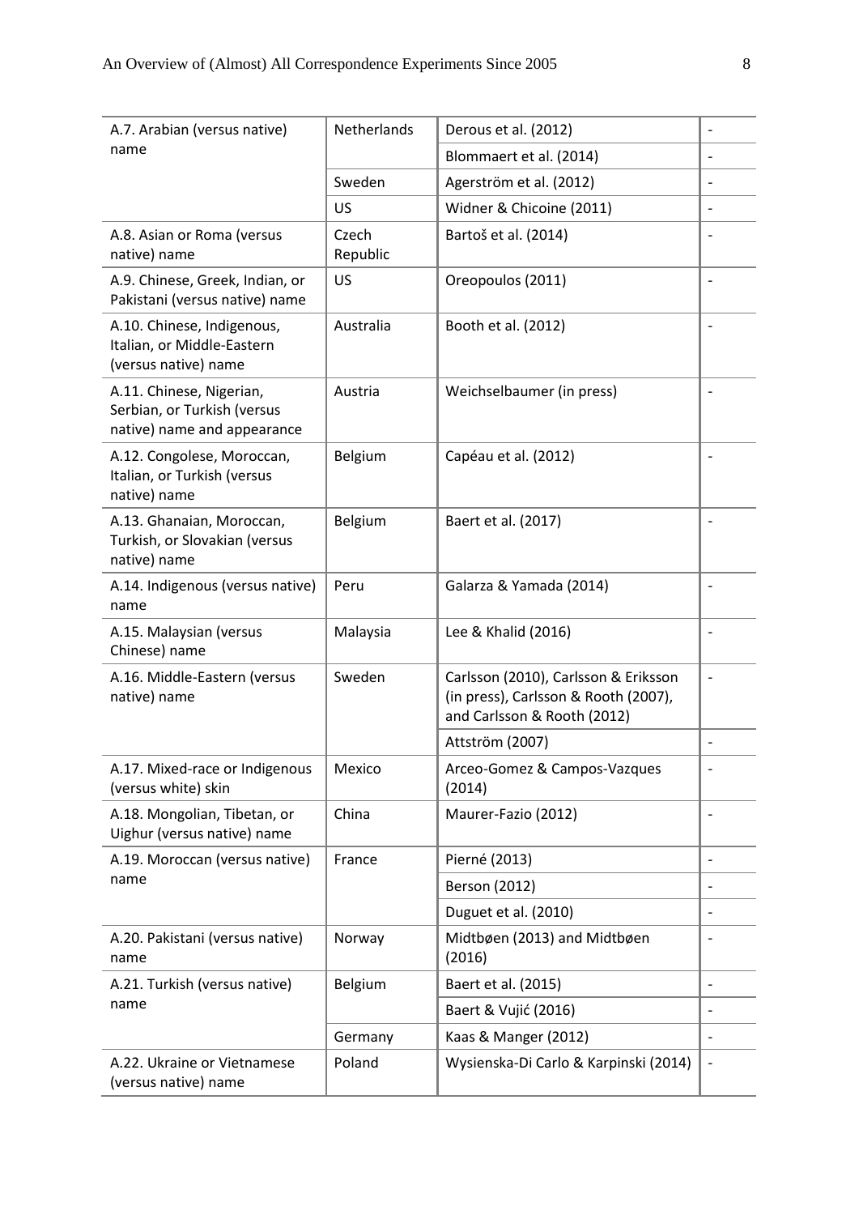| A.7. Arabian (versus native) name | Netherlands | Derous et al. (2012) | - |
|---|---|---|---|
| | | Blommaert et al. (2014) | - |
| | Sweden | Agerström et al. (2012) | - |
| | US | Widner & Chicoine (2011) | - |
| A.8. Asian or Roma (versus native) name | Czech Republic | Bartoš et al. (2014) | - |
| A.9. Chinese, Greek, Indian, or Pakistani (versus native) name | US | Oreopoulos (2011) | - |
| A.10. Chinese, Indigenous, Italian, or Middle-Eastern (versus native) name | Australia | Booth et al. (2012) | - |
| A.11. Chinese, Nigerian, Serbian, or Turkish (versus native) name and appearance | Austria | Weichselbaumer (in press) | - |
| A.12. Congolese, Moroccan, Italian, or Turkish (versus native) name | Belgium | Capéau et al. (2012) | - |
| A.13. Ghanaian, Moroccan, Turkish, or Slovakian (versus native) name | Belgium | Baert et al. (2017) | - |
| A.14. Indigenous (versus native) name | Peru | Galarza & Yamada (2014) | - |
| A.15. Malaysian (versus Chinese) name | Malaysia | Lee & Khalid (2016) | - |
| A.16. Middle-Eastern (versus native) name | Sweden | Carlsson (2010), Carlsson & Eriksson (in press), Carlsson & Rooth (2007), and Carlsson & Rooth (2012) | - |
| | | Attström (2007) | - |
| A.17. Mixed-race or Indigenous (versus white) skin | Mexico | Arceo-Gomez & Campos-Vazques (2014) | - |
| A.18. Mongolian, Tibetan, or Uighur (versus native) name | China | Maurer-Fazio (2012) | - |
| A.19. Moroccan (versus native) name | France | Pierné (2013) | - |
| | | Berson (2012) | - |
| | | Duguet et al. (2010) | - |
| A.20. Pakistani (versus native) name | Norway | Midtbøen (2013) and Midtbøen (2016) | - |
| A.21. Turkish (versus native) name | Belgium | Baert et al. (2015) | - |
| | | Baert & Vujić (2016) | - |
| | Germany | Kaas & Manger (2012) | - |
| A.22. Ukraine or Vietnamese (versus native) name | Poland | Wysienska-Di Carlo & Karpinski (2014) | - |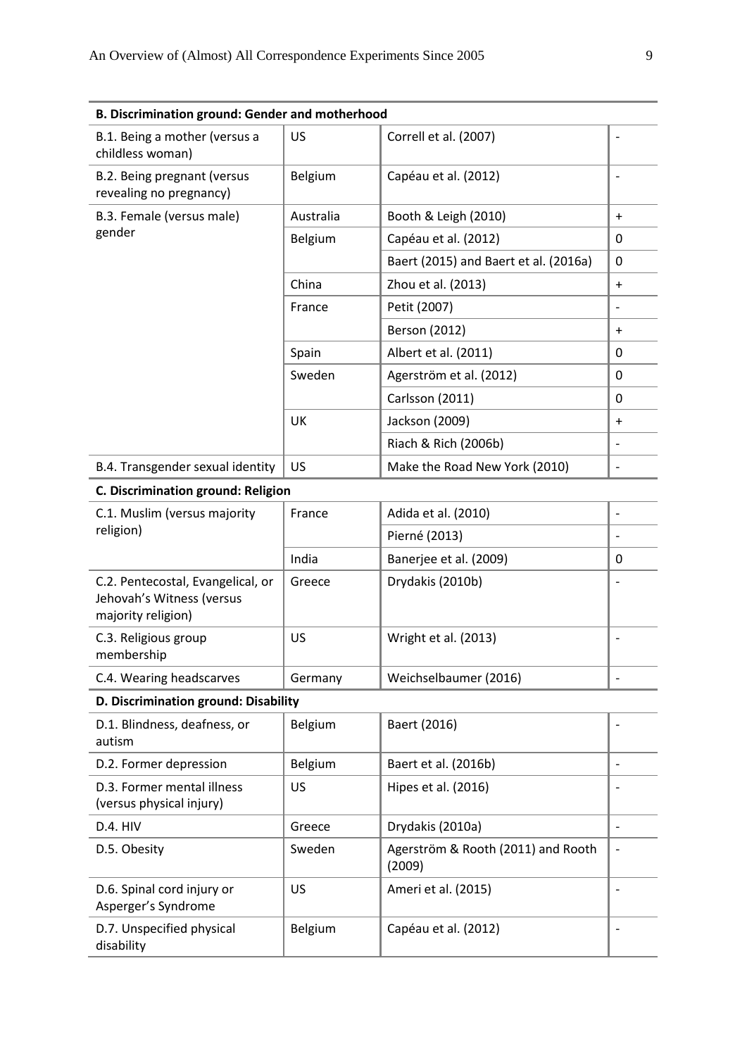| **B. Discrimination ground: Gender and motherhood** | | | |
|---|---|---|---|
| B.1. Being a mother (versus a childless woman) | US | Correll et al. (2007) | - |
| B.2. Being pregnant (versus revealing no pregnancy) | Belgium | Capéau et al. (2012) | - |
| B.3. Female (versus male) gender | Australia | Booth & Leigh (2010) | + |
| | Belgium | Capéau et al. (2012) | 0 |
| | | Baert (2015) and Baert et al. (2016a) | 0 |
| | China | Zhou et al. (2013) | + |
| | France | Petit (2007) | - |
| | | Berson (2012) | + |
| | Spain | Albert et al. (2011) | 0 |
| | Sweden | Agerström et al. (2012) | 0 |
| | | Carlsson (2011) | 0 |
| | UK | Jackson (2009) | + |
| | | Riach & Rich (2006b) | - |
| B.4. Transgender sexual identity | US | Make the Road New York (2010) | - |
| **C. Discrimination ground: Religion** | | | |
| C.1. Muslim (versus majority religion) | France | Adida et al. (2010) | - |
| | | Pierné (2013) | - |
| | India | Banerjee et al. (2009) | 0 |
| C.2. Pentecostal, Evangelical, or Jehovah's Witness (versus majority religion) | Greece | Drydakis (2010b) | - |
| C.3. Religious group membership | US | Wright et al. (2013) | - |
| C.4. Wearing headscarves | Germany | Weichselbaumer (2016) | - |
| **D. Discrimination ground: Disability** | | | |
| D.1. Blindness, deafness, or autism | Belgium | Baert (2016) | - |
| D.2. Former depression | Belgium | Baert et al. (2016b) | - |
| D.3. Former mental illness (versus physical injury) | US | Hipes et al. (2016) | - |
| D.4. HIV | Greece | Drydakis (2010a) | - |
| D.5. Obesity | Sweden | Agerström & Rooth (2011) and Rooth (2009) | - |
| D.6. Spinal cord injury or Asperger's Syndrome | US | Ameri et al. (2015) | - |
| D.7. Unspecified physical disability | Belgium | Capéau et al. (2012) | - |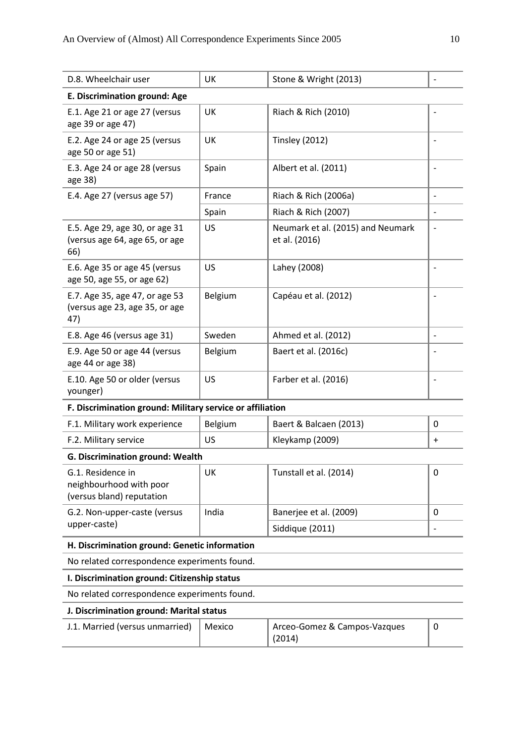| | | | |
|---|---|---|---|
| D.8. Wheelchair user | UK | Stone & Wright (2013) | - |
| **E. Discrimination ground: Age** | | | |
| E.1. Age 21 or age 27 (versus age 39 or age 47) | UK | Riach & Rich (2010) | - |
| E.2. Age 24 or age 25 (versus age 50 or age 51) | UK | Tinsley (2012) | - |
| E.3. Age 24 or age 28 (versus age 38) | Spain | Albert et al. (2011) | - |
| E.4. Age 27 (versus age 57) | France | Riach & Rich (2006a) | - |
| | Spain | Riach & Rich (2007) | - |
| E.5. Age 29, age 30, or age 31 (versus age 64, age 65, or age 66) | US | Neumark et al. (2015) and Neumark et al. (2016) | - |
| E.6. Age 35 or age 45 (versus age 50, age 55, or age 62) | US | Lahey (2008) | - |
| E.7. Age 35, age 47, or age 53 (versus age 23, age 35, or age 47) | Belgium | Capéau et al. (2012) | - |
| E.8. Age 46 (versus age 31) | Sweden | Ahmed et al. (2012) | - |
| E.9. Age 50 or age 44 (versus age 44 or age 38) | Belgium | Baert et al. (2016c) | - |
| E.10. Age 50 or older (versus younger) | US | Farber et al. (2016) | - |
| **F. Discrimination ground: Military service or affiliation** | | | |
| F.1. Military work experience | Belgium | Baert & Balcaen (2013) | 0 |
| F.2. Military service | US | Kleykamp (2009) | + |
| **G. Discrimination ground: Wealth** | | | |
| G.1. Residence in neighbourhood with poor (versus bland) reputation | UK | Tunstall et al. (2014) | 0 |
| G.2. Non-upper-caste (versus upper-caste) | India | Banerjee et al. (2009) | 0 |
| | | Siddique (2011) | - |
| **H. Discrimination ground: Genetic information** | | | |
| No related correspondence experiments found. | | | |
| **I. Discrimination ground: Citizenship status** | | | |
| No related correspondence experiments found. | | | |
| **J. Discrimination ground: Marital status** | | | |
| J.1. Married (versus unmarried) | Mexico | Arceo-Gomez & Campos-Vazques (2014) | 0 |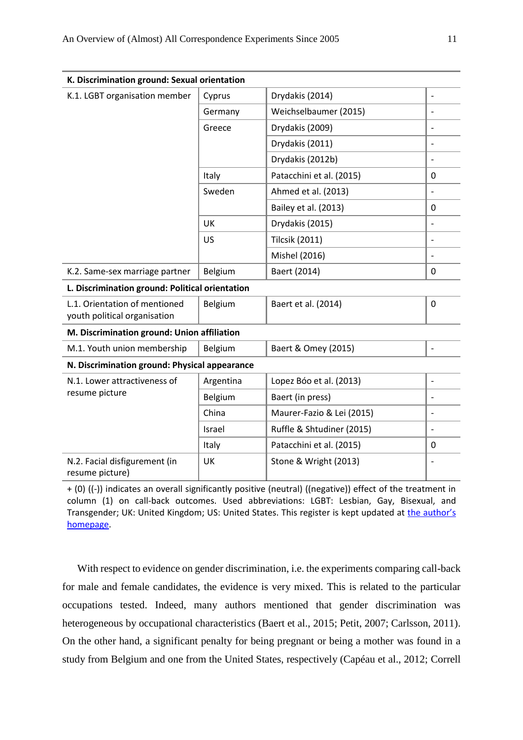| K. Discrimination ground: Sexual orientation | | | |
|---|---|---|---|
| K.1. LGBT organisation member | Cyprus | Drydakis (2014) | - |
| | Germany | Weichselbaumer (2015) | - |
| | Greece | Drydakis (2009) | - |
| | | Drydakis (2011) | - |
| | | Drydakis (2012b) | - |
| | Italy | Patacchini et al. (2015) | 0 |
| | Sweden | Ahmed et al. (2013) | - |
| | | Bailey et al. (2013) | 0 |
| | UK | Drydakis (2015) | - |
| | US | Tilcsik (2011) | - |
| | | Mishel (2016) | - |
| K.2. Same-sex marriage partner | Belgium | Baert (2014) | 0 |
| **L. Discrimination ground: Political orientation** | | | |
| L.1. Orientation of mentioned youth political organisation | Belgium | Baert et al. (2014) | 0 |
| **M. Discrimination ground: Union affiliation** | | | |
| M.1. Youth union membership | Belgium | Baert & Omey (2015) | - |
| **N. Discrimination ground: Physical appearance** | | | |
| N.1. Lower attractiveness of resume picture | Argentina | Lopez Bóo et al. (2013) | - |
| | Belgium | Baert (in press) | - |
| | China | Maurer-Fazio & Lei (2015) | - |
| | Israel | Ruffle & Shtudiner (2015) | - |
| | Italy | Patacchini et al. (2015) | 0 |
| N.2. Facial disfigurement (in resume picture) | UK | Stone & Wright (2013) | - |

+ (0) ((-)) indicates an overall significantly positive (neutral) ((negative)) effect of the treatment in column (1) on call-back outcomes. Used abbreviations: LGBT: Lesbian, Gay, Bisexual, and Transgender; UK: United Kingdom; US: United States. This register is kept updated at the author's homepage.

With respect to evidence on gender discrimination, i.e. the experiments comparing call-back for male and female candidates, the evidence is very mixed. This is related to the particular occupations tested. Indeed, many authors mentioned that gender discrimination was heterogeneous by occupational characteristics (Baert et al., 2015; Petit, 2007; Carlsson, 2011). On the other hand, a significant penalty for being pregnant or being a mother was found in a study from Belgium and one from the United States, respectively (Capéau et al., 2012; Correll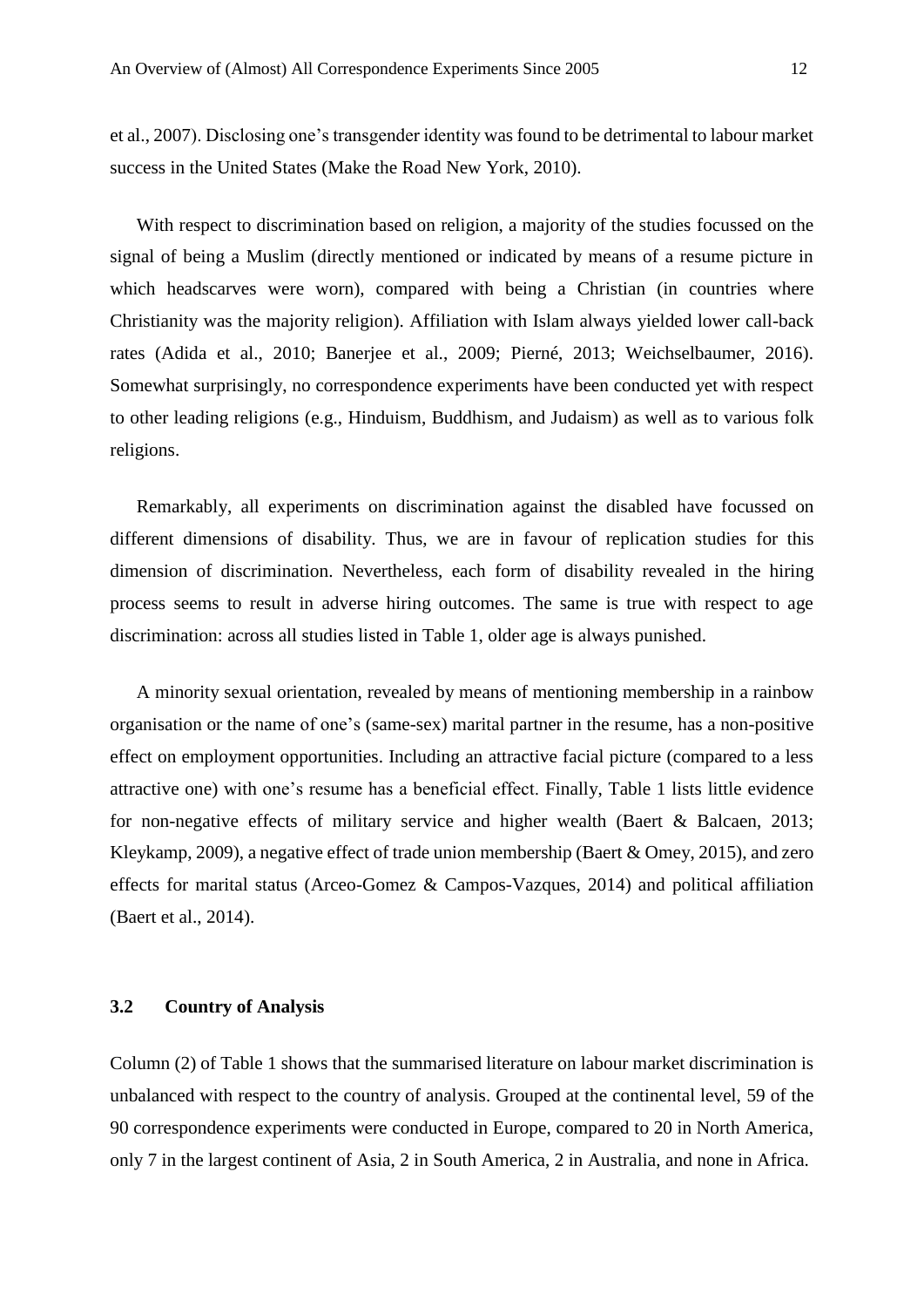et al., 2007). Disclosing one's transgender identity was found to be detrimental to labour market success in the United States (Make the Road New York, 2010).

With respect to discrimination based on religion, a majority of the studies focussed on the signal of being a Muslim (directly mentioned or indicated by means of a resume picture in which headscarves were worn), compared with being a Christian (in countries where Christianity was the majority religion). Affiliation with Islam always yielded lower call-back rates (Adida et al., 2010; Banerjee et al., 2009; Pierné, 2013; Weichselbaumer, 2016). Somewhat surprisingly, no correspondence experiments have been conducted yet with respect to other leading religions (e.g., Hinduism, Buddhism, and Judaism) as well as to various folk religions.

Remarkably, all experiments on discrimination against the disabled have focussed on different dimensions of disability. Thus, we are in favour of replication studies for this dimension of discrimination. Nevertheless, each form of disability revealed in the hiring process seems to result in adverse hiring outcomes. The same is true with respect to age discrimination: across all studies listed in Table 1, older age is always punished.

A minority sexual orientation, revealed by means of mentioning membership in a rainbow organisation or the name of one's (same-sex) marital partner in the resume, has a non-positive effect on employment opportunities. Including an attractive facial picture (compared to a less attractive one) with one's resume has a beneficial effect. Finally, Table 1 lists little evidence for non-negative effects of military service and higher wealth (Baert & Balcaen, 2013; Kleykamp, 2009), a negative effect of trade union membership (Baert & Omey, 2015), and zero effects for marital status (Arceo-Gomez & Campos-Vazques, 2014) and political affiliation (Baert et al., 2014).

### 3.2 Country of Analysis

Column (2) of Table 1 shows that the summarised literature on labour market discrimination is unbalanced with respect to the country of analysis. Grouped at the continental level, 59 of the 90 correspondence experiments were conducted in Europe, compared to 20 in North America, only 7 in the largest continent of Asia, 2 in South America, 2 in Australia, and none in Africa.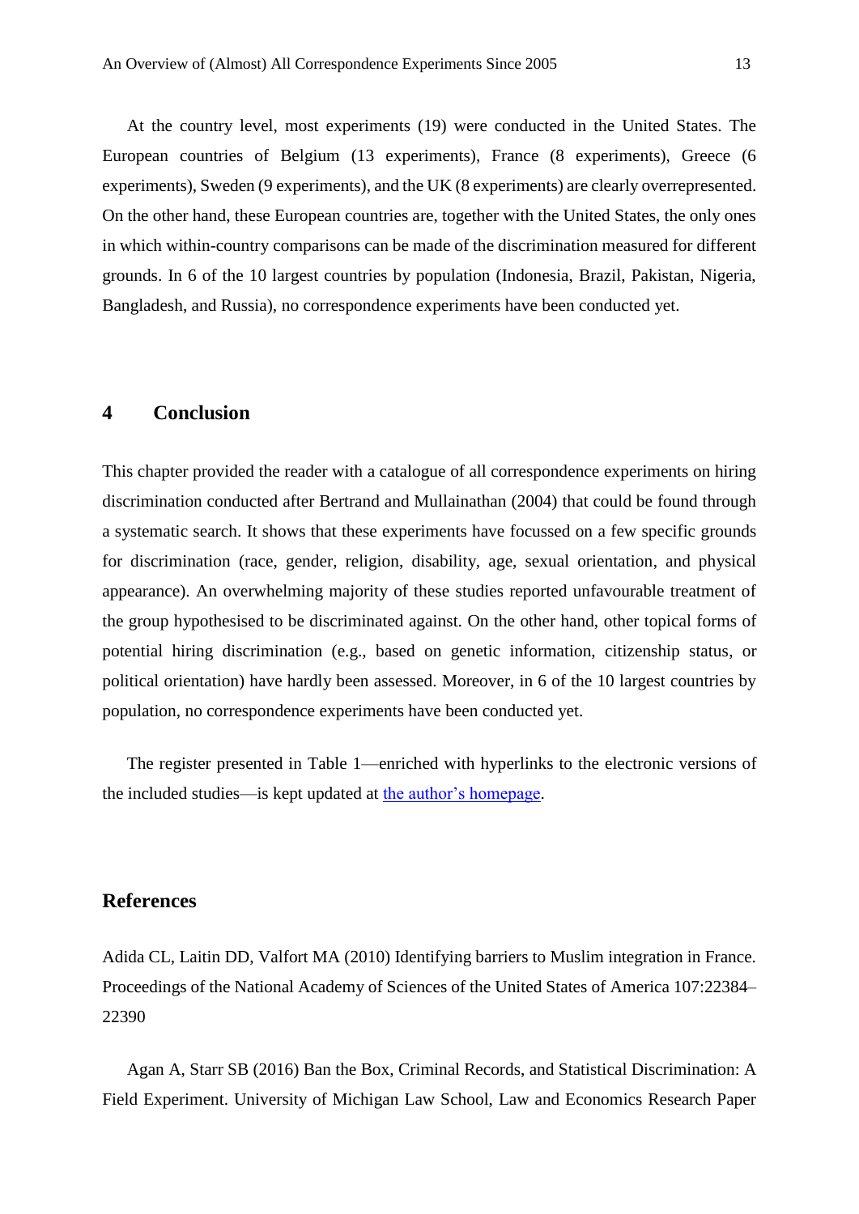At the country level, most experiments (19) were conducted in the United States. The European countries of Belgium (13 experiments), France (8 experiments), Greece (6 experiments), Sweden (9 experiments), and the UK (8 experiments) are clearly overrepresented. On the other hand, these European countries are, together with the United States, the only ones in which within-country comparisons can be made of the discrimination measured for different grounds. In 6 of the 10 largest countries by population (Indonesia, Brazil, Pakistan, Nigeria, Bangladesh, and Russia), no correspondence experiments have been conducted yet.

## 4 Conclusion

This chapter provided the reader with a catalogue of all correspondence experiments on hiring discrimination conducted after Bertrand and Mullainathan (2004) that could be found through a systematic search. It shows that these experiments have focussed on a few specific grounds for discrimination (race, gender, religion, disability, age, sexual orientation, and physical appearance). An overwhelming majority of these studies reported unfavourable treatment of the group hypothesised to be discriminated against. On the other hand, other topical forms of potential hiring discrimination (e.g., based on genetic information, citizenship status, or political orientation) have hardly been assessed. Moreover, in 6 of the 10 largest countries by population, no correspondence experiments have been conducted yet.

The register presented in Table 1—enriched with hyperlinks to the electronic versions of the included studies—is kept updated at the author's homepage.

## References

Adida CL, Laitin DD, Valfort MA (2010) Identifying barriers to Muslim integration in France. Proceedings of the National Academy of Sciences of the United States of America 107:22384–22390

Agan A, Starr SB (2016) Ban the Box, Criminal Records, and Statistical Discrimination: A Field Experiment. University of Michigan Law School, Law and Economics Research Paper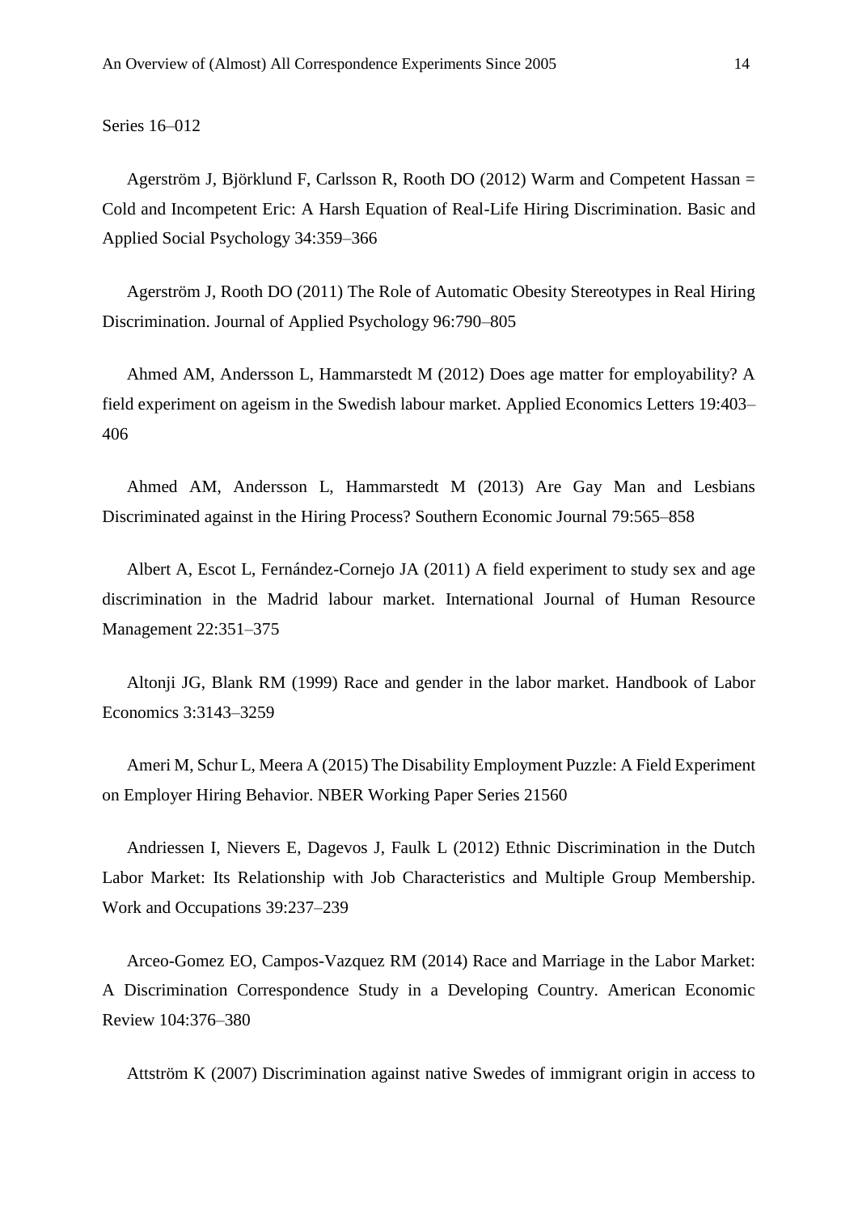Series 16–012

Agerström J, Björklund F, Carlsson R, Rooth DO (2012) Warm and Competent Hassan = Cold and Incompetent Eric: A Harsh Equation of Real-Life Hiring Discrimination. Basic and Applied Social Psychology 34:359–366

Agerström J, Rooth DO (2011) The Role of Automatic Obesity Stereotypes in Real Hiring Discrimination. Journal of Applied Psychology 96:790–805

Ahmed AM, Andersson L, Hammarstedt M (2012) Does age matter for employability? A field experiment on ageism in the Swedish labour market. Applied Economics Letters 19:403–406

Ahmed AM, Andersson L, Hammarstedt M (2013) Are Gay Man and Lesbians Discriminated against in the Hiring Process? Southern Economic Journal 79:565–858

Albert A, Escot L, Fernández-Cornejo JA (2011) A field experiment to study sex and age discrimination in the Madrid labour market. International Journal of Human Resource Management 22:351–375

Altonji JG, Blank RM (1999) Race and gender in the labor market. Handbook of Labor Economics 3:3143–3259

Ameri M, Schur L, Meera A (2015) The Disability Employment Puzzle: A Field Experiment on Employer Hiring Behavior. NBER Working Paper Series 21560

Andriessen I, Nievers E, Dagevos J, Faulk L (2012) Ethnic Discrimination in the Dutch Labor Market: Its Relationship with Job Characteristics and Multiple Group Membership. Work and Occupations 39:237–239

Arceo-Gomez EO, Campos-Vazquez RM (2014) Race and Marriage in the Labor Market: A Discrimination Correspondence Study in a Developing Country. American Economic Review 104:376–380

Attström K (2007) Discrimination against native Swedes of immigrant origin in access to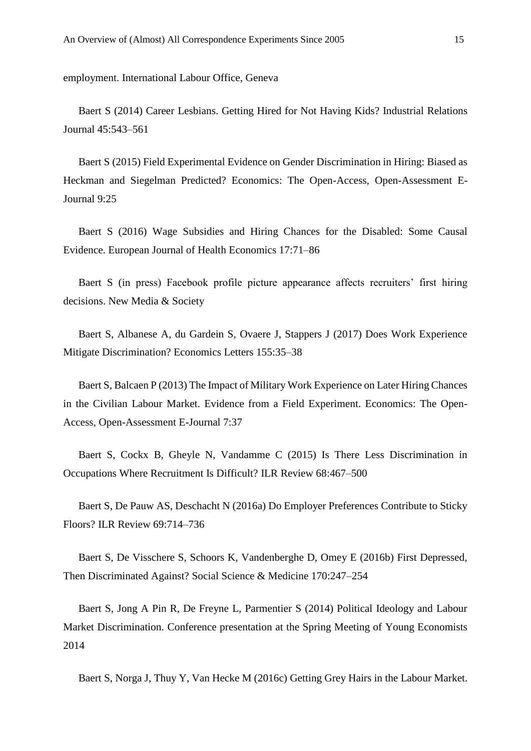employment. International Labour Office, Geneva

Baert S (2014) Career Lesbians. Getting Hired for Not Having Kids? Industrial Relations Journal 45:543–561

Baert S (2015) Field Experimental Evidence on Gender Discrimination in Hiring: Biased as Heckman and Siegelman Predicted? Economics: The Open-Access, Open-Assessment E-Journal 9:25

Baert S (2016) Wage Subsidies and Hiring Chances for the Disabled: Some Causal Evidence. European Journal of Health Economics 17:71–86

Baert S (in press) Facebook profile picture appearance affects recruiters' first hiring decisions. New Media & Society

Baert S, Albanese A, du Gardein S, Ovaere J, Stappers J (2017) Does Work Experience Mitigate Discrimination? Economics Letters 155:35–38

Baert S, Balcaen P (2013) The Impact of Military Work Experience on Later Hiring Chances in the Civilian Labour Market. Evidence from a Field Experiment. Economics: The Open-Access, Open-Assessment E-Journal 7:37

Baert S, Cockx B, Gheyle N, Vandamme C (2015) Is There Less Discrimination in Occupations Where Recruitment Is Difficult? ILR Review 68:467–500

Baert S, De Pauw AS, Deschacht N (2016a) Do Employer Preferences Contribute to Sticky Floors? ILR Review 69:714–736

Baert S, De Visschere S, Schoors K, Vandenberghe D, Omey E (2016b) First Depressed, Then Discriminated Against? Social Science & Medicine 170:247–254

Baert S, Jong A Pin R, De Freyne L, Parmentier S (2014) Political Ideology and Labour Market Discrimination. Conference presentation at the Spring Meeting of Young Economists 2014

Baert S, Norga J, Thuy Y, Van Hecke M (2016c) Getting Grey Hairs in the Labour Market.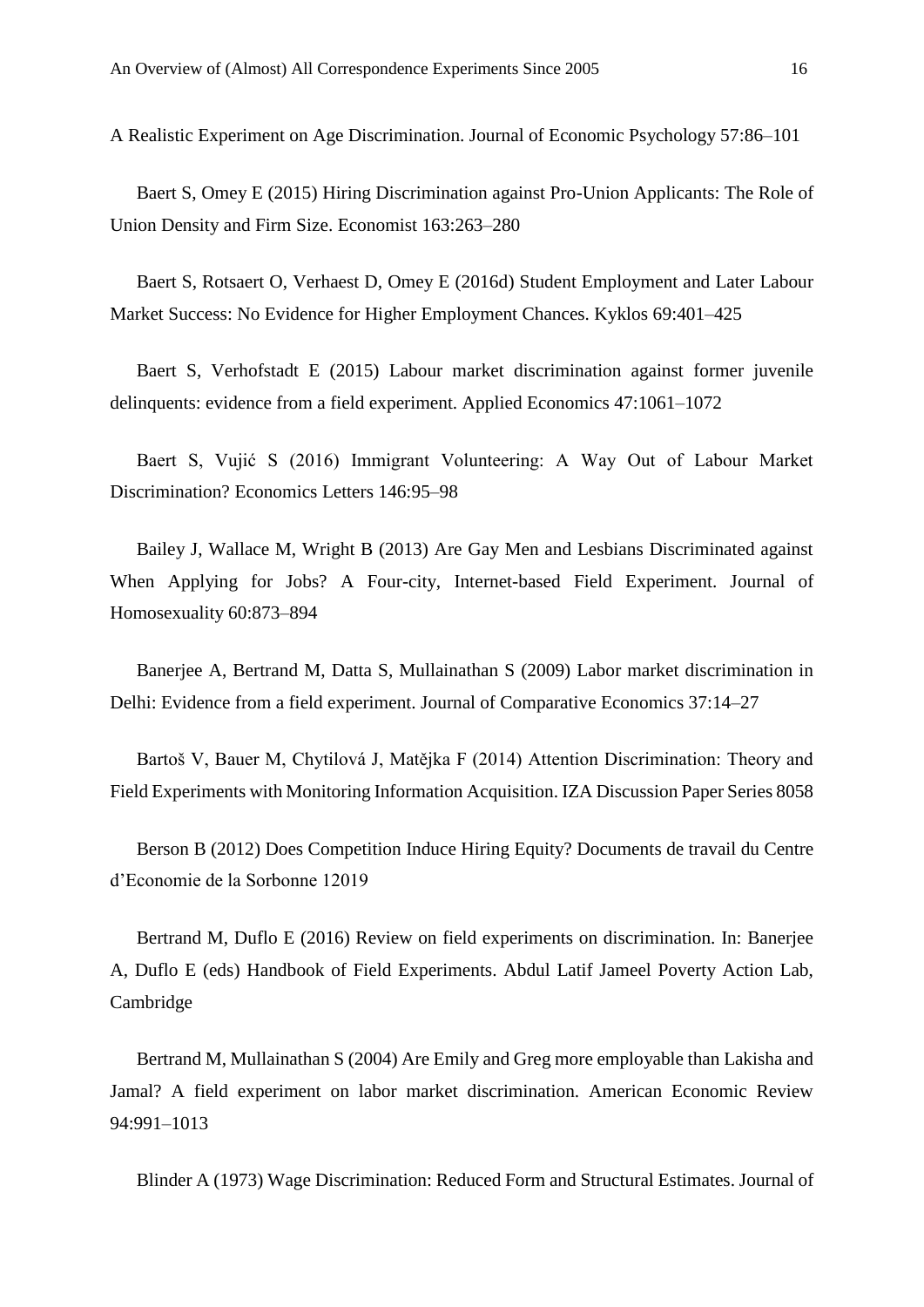A Realistic Experiment on Age Discrimination. Journal of Economic Psychology 57:86–101

Baert S, Omey E (2015) Hiring Discrimination against Pro-Union Applicants: The Role of Union Density and Firm Size. Economist 163:263–280

Baert S, Rotsaert O, Verhaest D, Omey E (2016d) Student Employment and Later Labour Market Success: No Evidence for Higher Employment Chances. Kyklos 69:401–425

Baert S, Verhofstadt E (2015) Labour market discrimination against former juvenile delinquents: evidence from a field experiment. Applied Economics 47:1061–1072

Baert S, Vujić S (2016) Immigrant Volunteering: A Way Out of Labour Market Discrimination? Economics Letters 146:95–98

Bailey J, Wallace M, Wright B (2013) Are Gay Men and Lesbians Discriminated against When Applying for Jobs? A Four-city, Internet-based Field Experiment. Journal of Homosexuality 60:873–894

Banerjee A, Bertrand M, Datta S, Mullainathan S (2009) Labor market discrimination in Delhi: Evidence from a field experiment. Journal of Comparative Economics 37:14–27

Bartoš V, Bauer M, Chytilová J, Matějka F (2014) Attention Discrimination: Theory and Field Experiments with Monitoring Information Acquisition. IZA Discussion Paper Series 8058

Berson B (2012) Does Competition Induce Hiring Equity? Documents de travail du Centre d'Economie de la Sorbonne 12019

Bertrand M, Duflo E (2016) Review on field experiments on discrimination. In: Banerjee A, Duflo E (eds) Handbook of Field Experiments. Abdul Latif Jameel Poverty Action Lab, Cambridge

Bertrand M, Mullainathan S (2004) Are Emily and Greg more employable than Lakisha and Jamal? A field experiment on labor market discrimination. American Economic Review 94:991–1013

Blinder A (1973) Wage Discrimination: Reduced Form and Structural Estimates. Journal of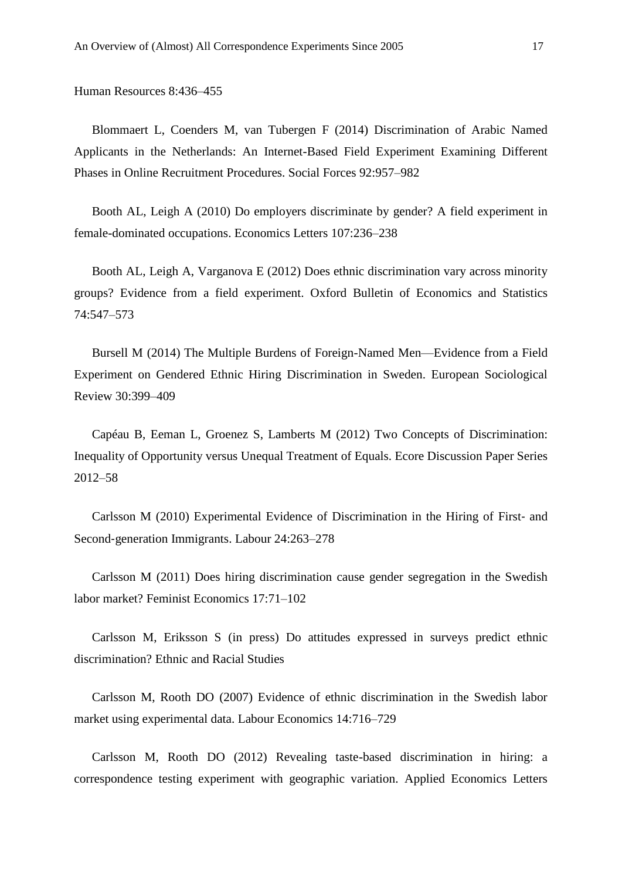Human Resources 8:436–455

Blommaert L, Coenders M, van Tubergen F (2014) Discrimination of Arabic Named Applicants in the Netherlands: An Internet-Based Field Experiment Examining Different Phases in Online Recruitment Procedures. Social Forces 92:957–982

Booth AL, Leigh A (2010) Do employers discriminate by gender? A field experiment in female-dominated occupations. Economics Letters 107:236–238

Booth AL, Leigh A, Varganova E (2012) Does ethnic discrimination vary across minority groups? Evidence from a field experiment. Oxford Bulletin of Economics and Statistics 74:547–573

Bursell M (2014) The Multiple Burdens of Foreign-Named Men—Evidence from a Field Experiment on Gendered Ethnic Hiring Discrimination in Sweden. European Sociological Review 30:399–409

Capéau B, Eeman L, Groenez S, Lamberts M (2012) Two Concepts of Discrimination: Inequality of Opportunity versus Unequal Treatment of Equals. Ecore Discussion Paper Series 2012–58

Carlsson M (2010) Experimental Evidence of Discrimination in the Hiring of First‐ and Second‐generation Immigrants. Labour 24:263–278

Carlsson M (2011) Does hiring discrimination cause gender segregation in the Swedish labor market? Feminist Economics 17:71–102

Carlsson M, Eriksson S (in press) Do attitudes expressed in surveys predict ethnic discrimination? Ethnic and Racial Studies

Carlsson M, Rooth DO (2007) Evidence of ethnic discrimination in the Swedish labor market using experimental data. Labour Economics 14:716–729

Carlsson M, Rooth DO (2012) Revealing taste-based discrimination in hiring: a correspondence testing experiment with geographic variation. Applied Economics Letters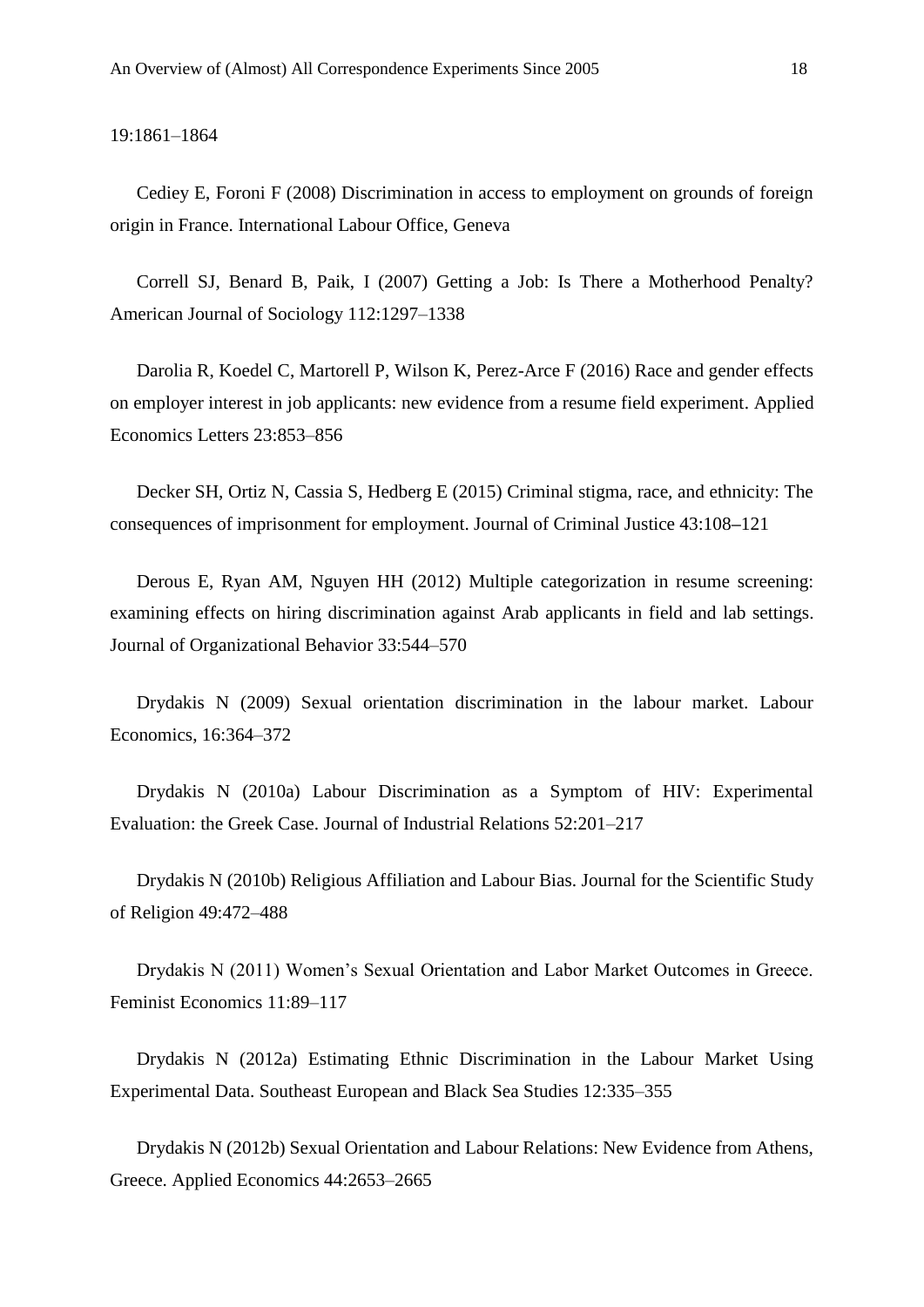19:1861–1864

Cediey E, Foroni F (2008) Discrimination in access to employment on grounds of foreign origin in France. International Labour Office, Geneva

Correll SJ, Benard B, Paik, I (2007) Getting a Job: Is There a Motherhood Penalty? American Journal of Sociology 112:1297–1338

Darolia R, Koedel C, Martorell P, Wilson K, Perez-Arce F (2016) Race and gender effects on employer interest in job applicants: new evidence from a resume field experiment. Applied Economics Letters 23:853–856

Decker SH, Ortiz N, Cassia S, Hedberg E (2015) Criminal stigma, race, and ethnicity: The consequences of imprisonment for employment. Journal of Criminal Justice 43:108–121

Derous E, Ryan AM, Nguyen HH (2012) Multiple categorization in resume screening: examining effects on hiring discrimination against Arab applicants in field and lab settings. Journal of Organizational Behavior 33:544–570

Drydakis N (2009) Sexual orientation discrimination in the labour market. Labour Economics, 16:364–372

Drydakis N (2010a) Labour Discrimination as a Symptom of HIV: Experimental Evaluation: the Greek Case. Journal of Industrial Relations 52:201–217

Drydakis N (2010b) Religious Affiliation and Labour Bias. Journal for the Scientific Study of Religion 49:472–488

Drydakis N (2011) Women's Sexual Orientation and Labor Market Outcomes in Greece. Feminist Economics 11:89–117

Drydakis N (2012a) Estimating Ethnic Discrimination in the Labour Market Using Experimental Data. Southeast European and Black Sea Studies 12:335–355

Drydakis N (2012b) Sexual Orientation and Labour Relations: New Evidence from Athens, Greece. Applied Economics 44:2653–2665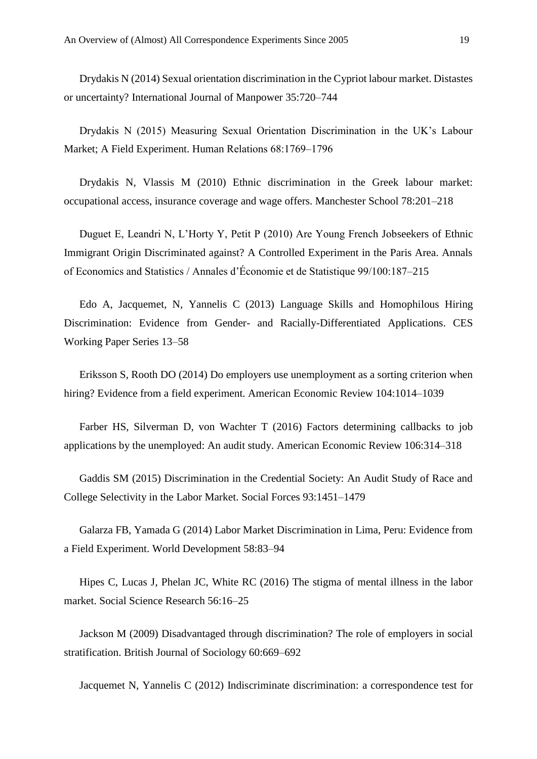Drydakis N (2014) Sexual orientation discrimination in the Cypriot labour market. Distastes or uncertainty? International Journal of Manpower 35:720–744

Drydakis N (2015) Measuring Sexual Orientation Discrimination in the UK's Labour Market; A Field Experiment. Human Relations 68:1769–1796

Drydakis N, Vlassis M (2010) Ethnic discrimination in the Greek labour market: occupational access, insurance coverage and wage offers. Manchester School 78:201–218

Duguet E, Leandri N, L'Horty Y, Petit P (2010) Are Young French Jobseekers of Ethnic Immigrant Origin Discriminated against? A Controlled Experiment in the Paris Area. Annals of Economics and Statistics / Annales d'Économie et de Statistique 99/100:187–215

Edo A, Jacquemet, N, Yannelis C (2013) Language Skills and Homophilous Hiring Discrimination: Evidence from Gender- and Racially-Differentiated Applications. CES Working Paper Series 13–58

Eriksson S, Rooth DO (2014) Do employers use unemployment as a sorting criterion when hiring? Evidence from a field experiment. American Economic Review 104:1014–1039

Farber HS, Silverman D, von Wachter T (2016) Factors determining callbacks to job applications by the unemployed: An audit study. American Economic Review 106:314–318

Gaddis SM (2015) Discrimination in the Credential Society: An Audit Study of Race and College Selectivity in the Labor Market. Social Forces 93:1451–1479

Galarza FB, Yamada G (2014) Labor Market Discrimination in Lima, Peru: Evidence from a Field Experiment. World Development 58:83–94

Hipes C, Lucas J, Phelan JC, White RC (2016) The stigma of mental illness in the labor market. Social Science Research 56:16–25

Jackson M (2009) Disadvantaged through discrimination? The role of employers in social stratification. British Journal of Sociology 60:669–692

Jacquemet N, Yannelis C (2012) Indiscriminate discrimination: a correspondence test for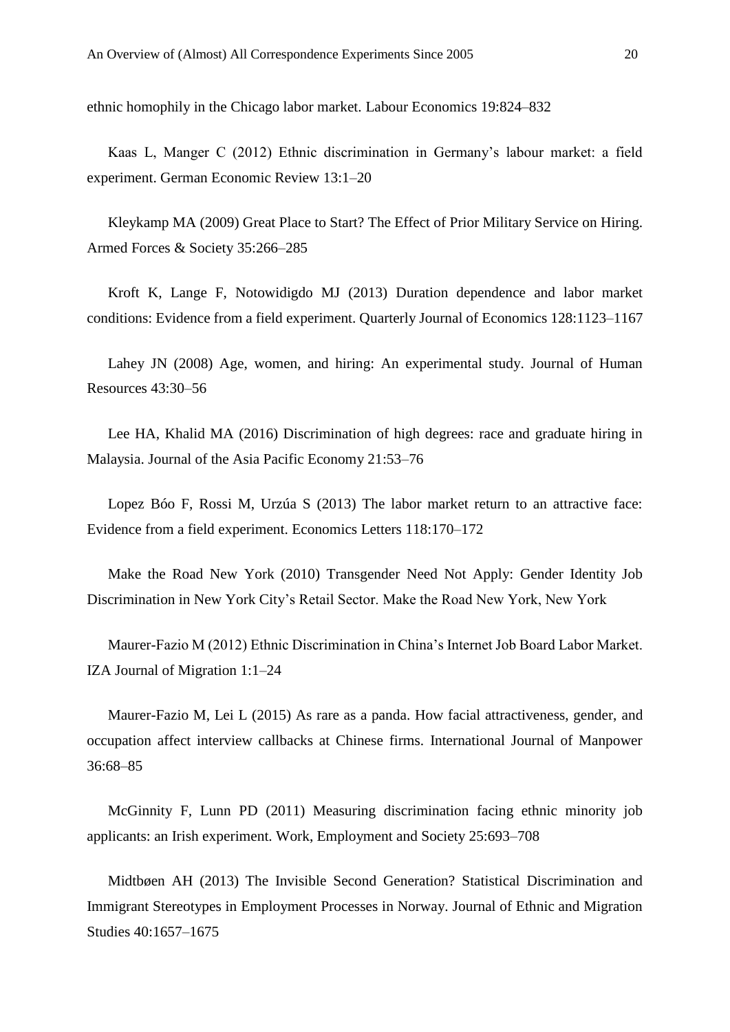ethnic homophily in the Chicago labor market. Labour Economics 19:824–832

Kaas L, Manger C (2012) Ethnic discrimination in Germany's labour market: a field experiment. German Economic Review 13:1–20

Kleykamp MA (2009) Great Place to Start? The Effect of Prior Military Service on Hiring. Armed Forces & Society 35:266–285

Kroft K, Lange F, Notowidigdo MJ (2013) Duration dependence and labor market conditions: Evidence from a field experiment. Quarterly Journal of Economics 128:1123–1167

Lahey JN (2008) Age, women, and hiring: An experimental study. Journal of Human Resources 43:30–56

Lee HA, Khalid MA (2016) Discrimination of high degrees: race and graduate hiring in Malaysia. Journal of the Asia Pacific Economy 21:53–76

Lopez Bóo F, Rossi M, Urzúa S (2013) The labor market return to an attractive face: Evidence from a field experiment. Economics Letters 118:170–172

Make the Road New York (2010) Transgender Need Not Apply: Gender Identity Job Discrimination in New York City's Retail Sector. Make the Road New York, New York

Maurer-Fazio M (2012) Ethnic Discrimination in China's Internet Job Board Labor Market. IZA Journal of Migration 1:1–24

Maurer-Fazio M, Lei L (2015) As rare as a panda. How facial attractiveness, gender, and occupation affect interview callbacks at Chinese firms. International Journal of Manpower 36:68–85

McGinnity F, Lunn PD (2011) Measuring discrimination facing ethnic minority job applicants: an Irish experiment. Work, Employment and Society 25:693–708

Midtbøen AH (2013) The Invisible Second Generation? Statistical Discrimination and Immigrant Stereotypes in Employment Processes in Norway. Journal of Ethnic and Migration Studies 40:1657–1675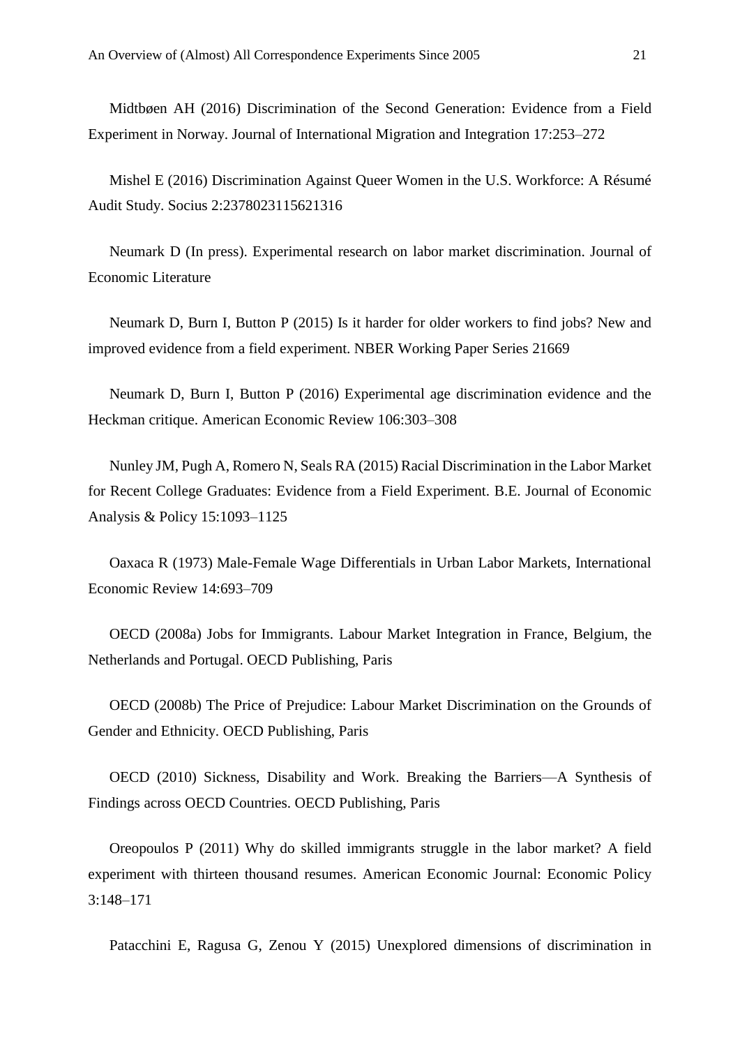Midtbøen AH (2016) Discrimination of the Second Generation: Evidence from a Field Experiment in Norway. Journal of International Migration and Integration 17:253–272

Mishel E (2016) Discrimination Against Queer Women in the U.S. Workforce: A Résumé Audit Study. Socius 2:2378023115621316

Neumark D (In press). Experimental research on labor market discrimination. Journal of Economic Literature

Neumark D, Burn I, Button P (2015) Is it harder for older workers to find jobs? New and improved evidence from a field experiment. NBER Working Paper Series 21669

Neumark D, Burn I, Button P (2016) Experimental age discrimination evidence and the Heckman critique. American Economic Review 106:303–308

Nunley JM, Pugh A, Romero N, Seals RA (2015) Racial Discrimination in the Labor Market for Recent College Graduates: Evidence from a Field Experiment. B.E. Journal of Economic Analysis & Policy 15:1093–1125

Oaxaca R (1973) Male-Female Wage Differentials in Urban Labor Markets, International Economic Review 14:693–709

OECD (2008a) Jobs for Immigrants. Labour Market Integration in France, Belgium, the Netherlands and Portugal. OECD Publishing, Paris

OECD (2008b) The Price of Prejudice: Labour Market Discrimination on the Grounds of Gender and Ethnicity. OECD Publishing, Paris

OECD (2010) Sickness, Disability and Work. Breaking the Barriers—A Synthesis of Findings across OECD Countries. OECD Publishing, Paris

Oreopoulos P (2011) Why do skilled immigrants struggle in the labor market? A field experiment with thirteen thousand resumes. American Economic Journal: Economic Policy 3:148–171

Patacchini E, Ragusa G, Zenou Y (2015) Unexplored dimensions of discrimination in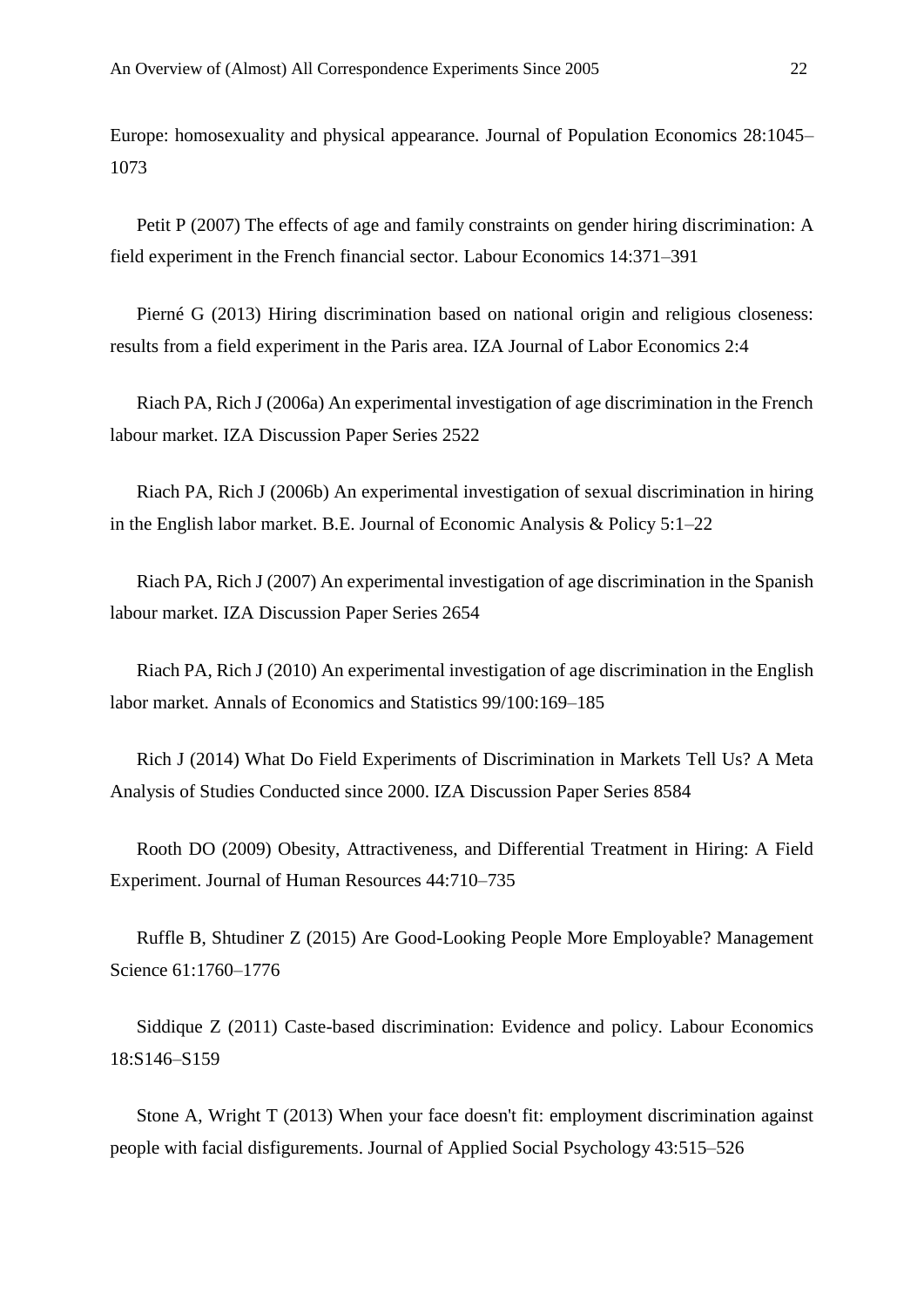Europe: homosexuality and physical appearance. Journal of Population Economics 28:1045–1073

Petit P (2007) The effects of age and family constraints on gender hiring discrimination: A field experiment in the French financial sector. Labour Economics 14:371–391

Pierné G (2013) Hiring discrimination based on national origin and religious closeness: results from a field experiment in the Paris area. IZA Journal of Labor Economics 2:4

Riach PA, Rich J (2006a) An experimental investigation of age discrimination in the French labour market. IZA Discussion Paper Series 2522

Riach PA, Rich J (2006b) An experimental investigation of sexual discrimination in hiring in the English labor market. B.E. Journal of Economic Analysis & Policy 5:1–22

Riach PA, Rich J (2007) An experimental investigation of age discrimination in the Spanish labour market. IZA Discussion Paper Series 2654

Riach PA, Rich J (2010) An experimental investigation of age discrimination in the English labor market. Annals of Economics and Statistics 99/100:169–185

Rich J (2014) What Do Field Experiments of Discrimination in Markets Tell Us? A Meta Analysis of Studies Conducted since 2000. IZA Discussion Paper Series 8584

Rooth DO (2009) Obesity, Attractiveness, and Differential Treatment in Hiring: A Field Experiment. Journal of Human Resources 44:710–735

Ruffle B, Shtudiner Z (2015) Are Good-Looking People More Employable? Management Science 61:1760–1776

Siddique Z (2011) Caste-based discrimination: Evidence and policy. Labour Economics 18:S146–S159

Stone A, Wright T (2013) When your face doesn't fit: employment discrimination against people with facial disfigurements. Journal of Applied Social Psychology 43:515–526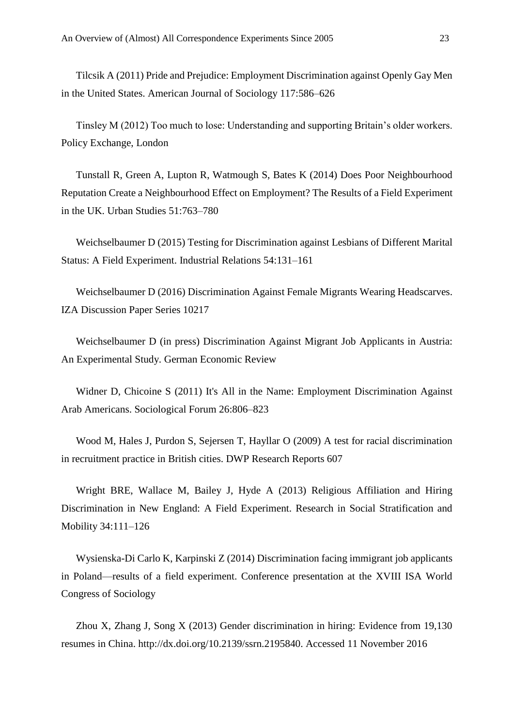Tilcsik A (2011) Pride and Prejudice: Employment Discrimination against Openly Gay Men in the United States. American Journal of Sociology 117:586–626

Tinsley M (2012) Too much to lose: Understanding and supporting Britain's older workers. Policy Exchange, London

Tunstall R, Green A, Lupton R, Watmough S, Bates K (2014) Does Poor Neighbourhood Reputation Create a Neighbourhood Effect on Employment? The Results of a Field Experiment in the UK. Urban Studies 51:763–780

Weichselbaumer D (2015) Testing for Discrimination against Lesbians of Different Marital Status: A Field Experiment. Industrial Relations 54:131–161

Weichselbaumer D (2016) Discrimination Against Female Migrants Wearing Headscarves. IZA Discussion Paper Series 10217

Weichselbaumer D (in press) Discrimination Against Migrant Job Applicants in Austria: An Experimental Study. German Economic Review

Widner D, Chicoine S (2011) It's All in the Name: Employment Discrimination Against Arab Americans. Sociological Forum 26:806–823

Wood M, Hales J, Purdon S, Sejersen T, Hayllar O (2009) A test for racial discrimination in recruitment practice in British cities. DWP Research Reports 607

Wright BRE, Wallace M, Bailey J, Hyde A (2013) Religious Affiliation and Hiring Discrimination in New England: A Field Experiment. Research in Social Stratification and Mobility 34:111–126

Wysienska-Di Carlo K, Karpinski Z (2014) Discrimination facing immigrant job applicants in Poland—results of a field experiment. Conference presentation at the XVIII ISA World Congress of Sociology

Zhou X, Zhang J, Song X (2013) Gender discrimination in hiring: Evidence from 19,130 resumes in China. http://dx.doi.org/10.2139/ssrn.2195840. Accessed 11 November 2016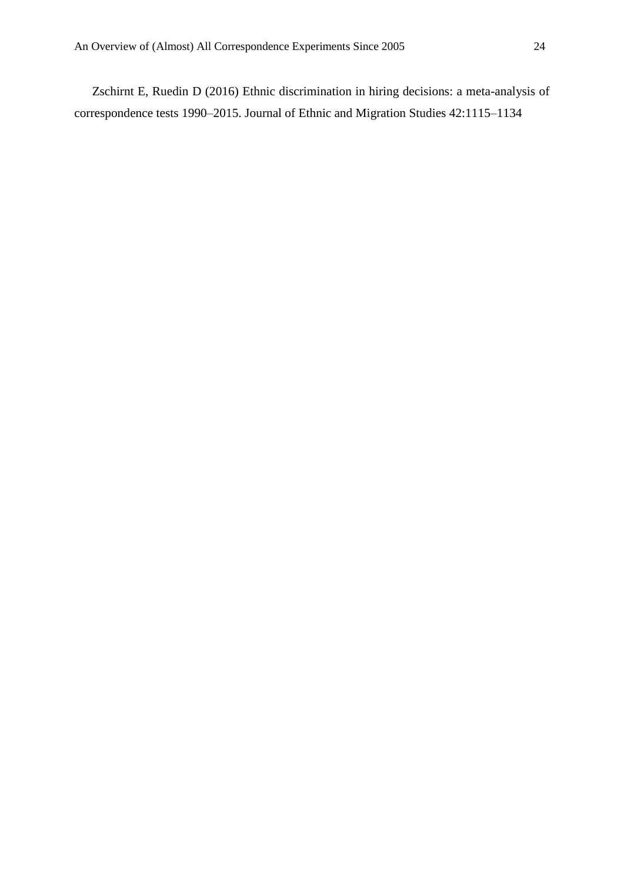Zschirnt E, Ruedin D (2016) Ethnic discrimination in hiring decisions: a meta-analysis of correspondence tests 1990–2015. Journal of Ethnic and Migration Studies 42:1115–1134